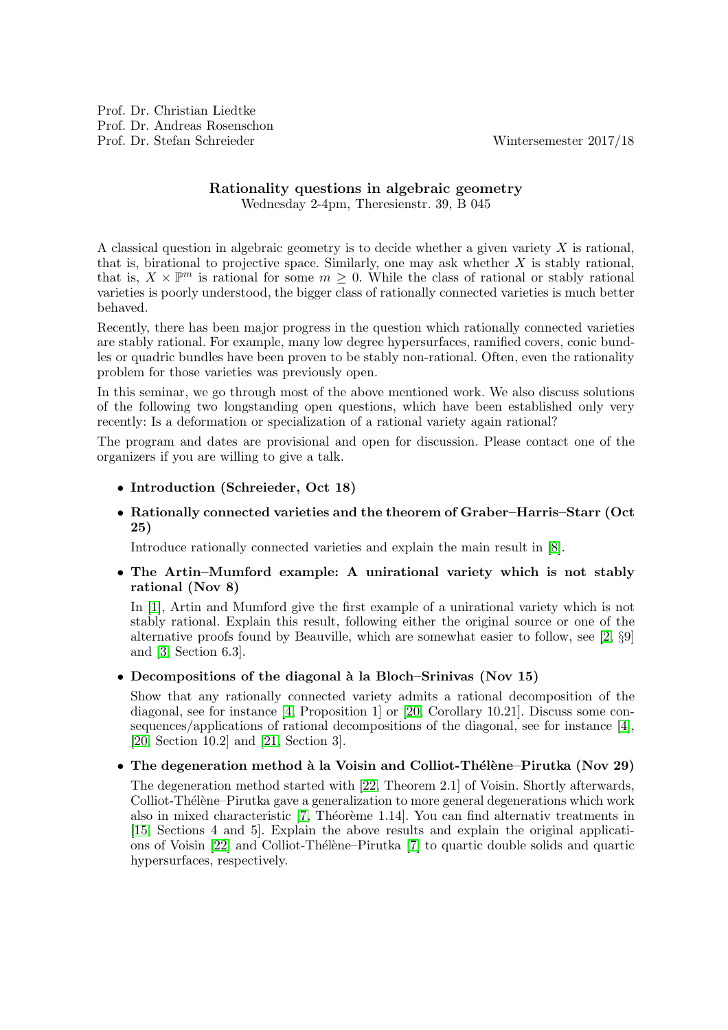Prof. Dr. Christian Liedtke
Prof. Dr. Andreas Rosenschon
Prof. Dr. Stefan Schreieder

Wintersemester 2017/18

## Rationality questions in algebraic geometry

Wednesday 2-4pm, Theresienstr. 39, B 045

A classical question in algebraic geometry is to decide whether a given variety $X$ is rational, that is, birational to projective space. Similarly, one may ask whether $X$ is stably rational, that is, $X \times \mathbb{P}^m$ is rational for some $m \geq 0$. While the class of rational or stably rational varieties is poorly understood, the bigger class of rationally connected varieties is much better behaved.

Recently, there has been major progress in the question which rationally connected varieties are stably rational. For example, many low degree hypersurfaces, ramified covers, conic bundles or quadric bundles have been proven to be stably non-rational. Often, even the rationality problem for those varieties was previously open.

In this seminar, we go through most of the above mentioned work. We also discuss solutions of the following two longstanding open questions, which have been established only very recently: Is a deformation or specialization of a rational variety again rational?

The program and dates are provisional and open for discussion. Please contact one of the organizers if you are willing to give a talk.

- **Introduction (Schreieder, Oct 18)**
- **Rationally connected varieties and the theorem of Graber–Harris–Starr (Oct 25)**

  Introduce rationally connected varieties and explain the main result in [8].

- **The Artin–Mumford example: A unirational variety which is not stably rational (Nov 8)**

  In [1], Artin and Mumford give the first example of a unirational variety which is not stably rational. Explain this result, following either the original source or one of the alternative proofs found by Beauville, which are somewhat easier to follow, see [2, §9] and [3, Section 6.3].

- **Decompositions of the diagonal à la Bloch–Srinivas (Nov 15)**

  Show that any rationally connected variety admits a rational decomposition of the diagonal, see for instance [4, Proposition 1] or [20, Corollary 10.21]. Discuss some consequences/applications of rational decompositions of the diagonal, see for instance [4], [20, Section 10.2] and [21, Section 3].

- **The degeneration method à la Voisin and Colliot-Thélène–Pirutka (Nov 29)**

  The degeneration method started with [22, Theorem 2.1] of Voisin. Shortly afterwards, Colliot-Thélène–Pirutka gave a generalization to more general degenerations which work also in mixed characteristic [7, Théorème 1.14]. You can find alternativ treatments in [15, Sections 4 and 5]. Explain the above results and explain the original applications of Voisin [22] and Colliot-Thélène–Pirutka [7] to quartic double solids and quartic hypersurfaces, respectively.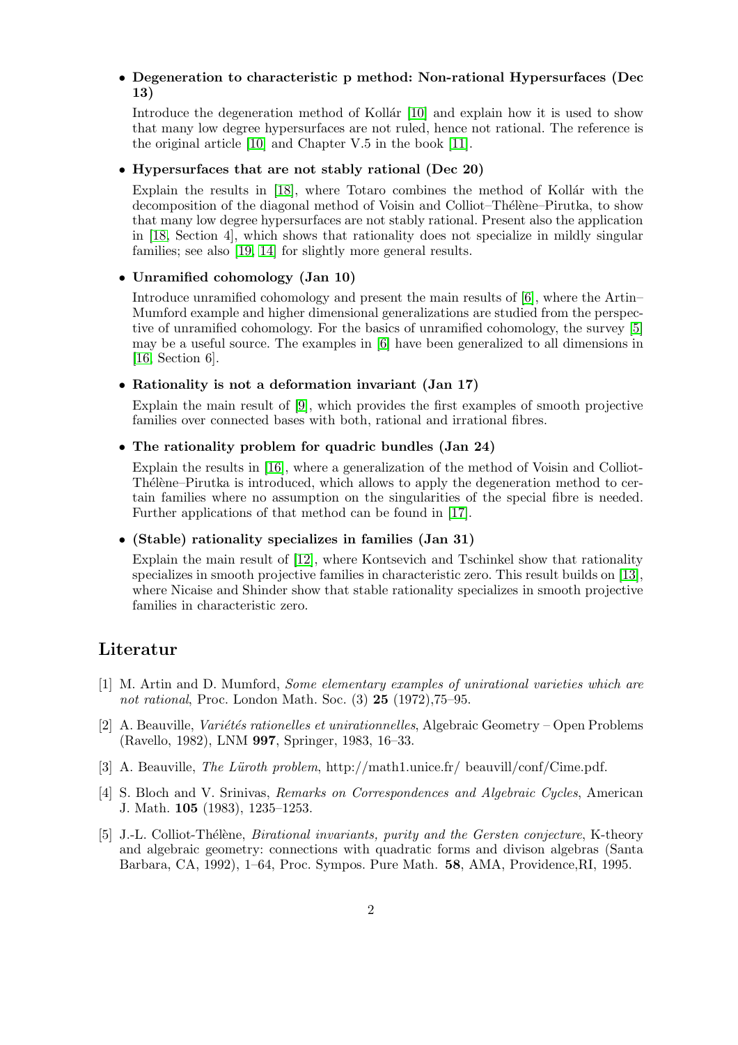- **Degeneration to characteristic p method: Non-rational Hypersurfaces (Dec 13)**

  Introduce the degeneration method of Kollár [10] and explain how it is used to show that many low degree hypersurfaces are not ruled, hence not rational. The reference is the original article [10] and Chapter V.5 in the book [11].

- **Hypersurfaces that are not stably rational (Dec 20)**

  Explain the results in [18], where Totaro combines the method of Kollár with the decomposition of the diagonal method of Voisin and Colliot–Thélène–Pirutka, to show that many low degree hypersurfaces are not stably rational. Present also the application in [18, Section 4], which shows that rationality does not specialize in mildly singular families; see also [19, 14] for slightly more general results.

- **Unramified cohomology (Jan 10)**

  Introduce unramified cohomology and present the main results of [6], where the Artin–Mumford example and higher dimensional generalizations are studied from the perspective of unramified cohomology. For the basics of unramified cohomology, the survey [5] may be a useful source. The examples in [6] have been generalized to all dimensions in [16, Section 6].

- **Rationality is not a deformation invariant (Jan 17)**

  Explain the main result of [9], which provides the first examples of smooth projective families over connected bases with both, rational and irrational fibres.

- **The rationality problem for quadric bundles (Jan 24)**

  Explain the results in [16], where a generalization of the method of Voisin and Colliot-Thélène–Pirutka is introduced, which allows to apply the degeneration method to certain families where no assumption on the singularities of the special fibre is needed. Further applications of that method can be found in [17].

- **(Stable) rationality specializes in families (Jan 31)**

  Explain the main result of [12], where Kontsevich and Tschinkel show that rationality specializes in smooth projective families in characteristic zero. This result builds on [13], where Nicaise and Shinder show that stable rationality specializes in smooth projective families in characteristic zero.

## Literatur

[1] M. Artin and D. Mumford, *Some elementary examples of unirational varieties which are not rational*, Proc. London Math. Soc. (3) **25** (1972),75–95.

[2] A. Beauville, *Variétés rationelles et unirationnelles*, Algebraic Geometry – Open Problems (Ravello, 1982), LNM **997**, Springer, 1983, 16–33.

[3] A. Beauville, *The Lüroth problem*, http://math1.unice.fr/ beauvill/conf/Cime.pdf.

[4] S. Bloch and V. Srinivas, *Remarks on Correspondences and Algebraic Cycles*, American J. Math. **105** (1983), 1235–1253.

[5] J.-L. Colliot-Thélène, *Birational invariants, purity and the Gersten conjecture*, K-theory and algebraic geometry: connections with quadratic forms and divison algebras (Santa Barbara, CA, 1992), 1–64, Proc. Sympos. Pure Math. **58**, AMA, Providence,RI, 1995.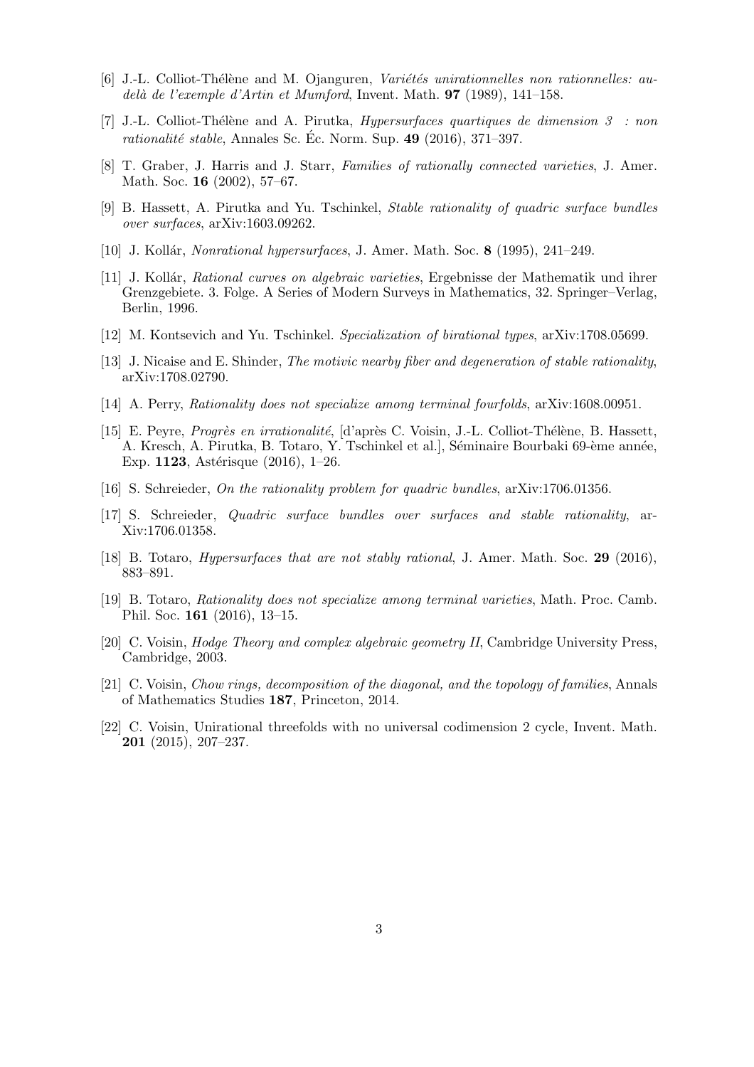[6] J.-L. Colliot-Thélène and M. Ojanguren, *Variétés unirationnelles non rationnelles: au-delà de l'exemple d'Artin et Mumford*, Invent. Math. **97** (1989), 141–158.

[7] J.-L. Colliot-Thélène and A. Pirutka, *Hypersurfaces quartiques de dimension 3 : non rationalité stable*, Annales Sc. Éc. Norm. Sup. **49** (2016), 371–397.

[8] T. Graber, J. Harris and J. Starr, *Families of rationally connected varieties*, J. Amer. Math. Soc. **16** (2002), 57–67.

[9] B. Hassett, A. Pirutka and Yu. Tschinkel, *Stable rationality of quadric surface bundles over surfaces*, arXiv:1603.09262.

[10] J. Kollár, *Nonrational hypersurfaces*, J. Amer. Math. Soc. **8** (1995), 241–249.

[11] J. Kollár, *Rational curves on algebraic varieties*, Ergebnisse der Mathematik und ihrer Grenzgebiete. 3. Folge. A Series of Modern Surveys in Mathematics, 32. Springer–Verlag, Berlin, 1996.

[12] M. Kontsevich and Yu. Tschinkel. *Specialization of birational types*, arXiv:1708.05699.

[13] J. Nicaise and E. Shinder, *The motivic nearby fiber and degeneration of stable rationality*, arXiv:1708.02790.

[14] A. Perry, *Rationality does not specialize among terminal fourfolds*, arXiv:1608.00951.

[15] E. Peyre, *Progrès en irrationalité*, [d'après C. Voisin, J.-L. Colliot-Thélène, B. Hassett, A. Kresch, A. Pirutka, B. Totaro, Y. Tschinkel et al.], Séminaire Bourbaki 69-ème année, Exp. **1123**, Astérisque (2016), 1–26.

[16] S. Schreieder, *On the rationality problem for quadric bundles*, arXiv:1706.01356.

[17] S. Schreieder, *Quadric surface bundles over surfaces and stable rationality*, arXiv:1706.01358.

[18] B. Totaro, *Hypersurfaces that are not stably rational*, J. Amer. Math. Soc. **29** (2016), 883–891.

[19] B. Totaro, *Rationality does not specialize among terminal varieties*, Math. Proc. Camb. Phil. Soc. **161** (2016), 13–15.

[20] C. Voisin, *Hodge Theory and complex algebraic geometry II*, Cambridge University Press, Cambridge, 2003.

[21] C. Voisin, *Chow rings, decomposition of the diagonal, and the topology of families*, Annals of Mathematics Studies **187**, Princeton, 2014.

[22] C. Voisin, Unirational threefolds with no universal codimension 2 cycle, Invent. Math. **201** (2015), 207–237.